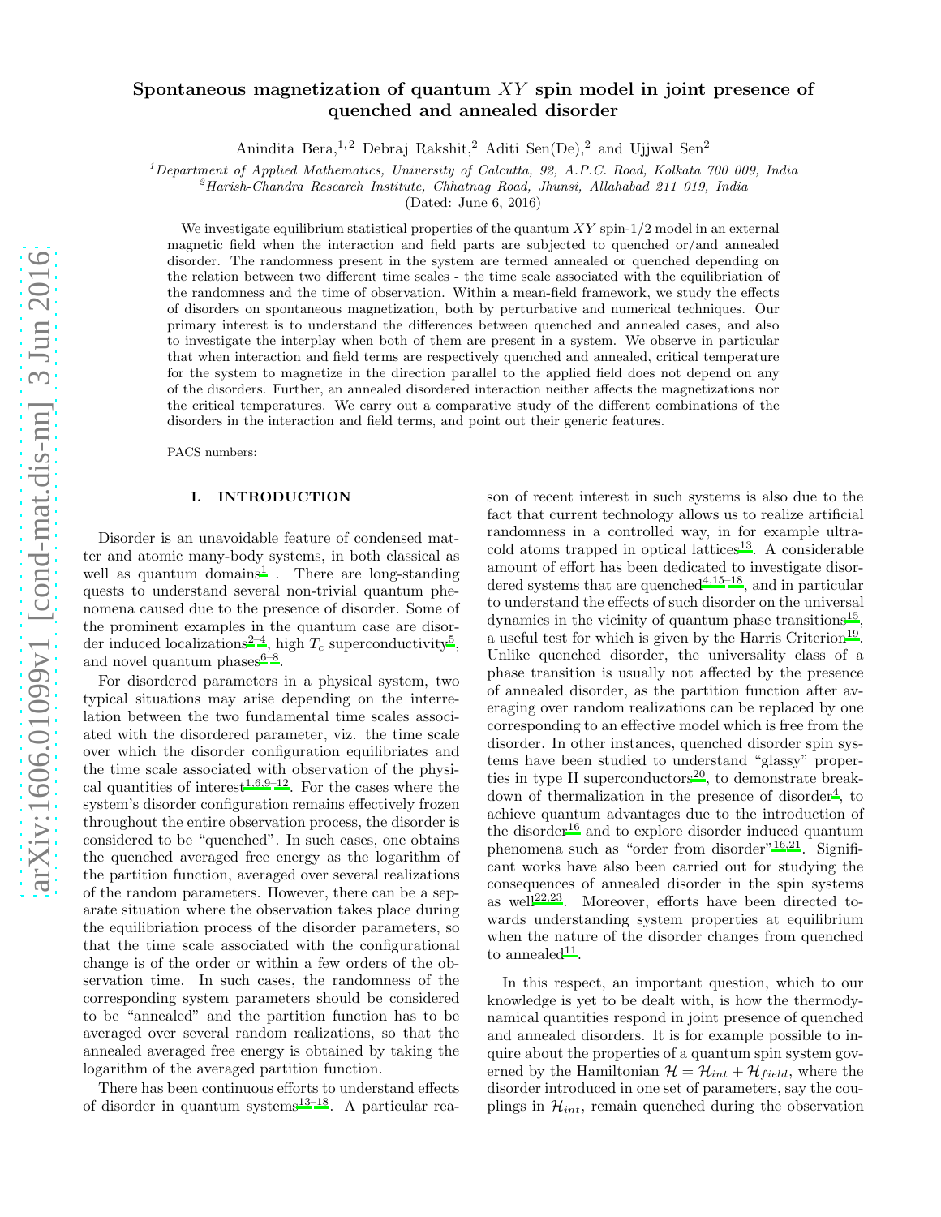# Spontaneous magnetization of quantum $XY$ spin model in joint presence of quenched and annealed disorder

Anindita Bera,[1,2] Debraj Rakshit,[2] Aditi Sen(De),[2] and Ujjwal Sen[2]

[1]*Department of Applied Mathematics, University of Calcutta, 92, A.P.C. Road, Kolkata 700 009, India*
[2]*Harish-Chandra Research Institute, Chhatnag Road, Jhunsi, Allahabad 211 019, India*

(Dated: June 6, 2016)

We investigate equilibrium statistical properties of the quantum $XY$ spin-1/2 model in an external magnetic field when the interaction and field parts are subjected to quenched or/and annealed disorder. The randomness present in the system are termed annealed or quenched depending on the relation between two different time scales - the time scale associated with the equilibriation of the randomness and the time of observation. Within a mean-field framework, we study the effects of disorders on spontaneous magnetization, both by perturbative and numerical techniques. Our primary interest is to understand the differences between quenched and annealed cases, and also to investigate the interplay when both of them are present in a system. We observe in particular that when interaction and field terms are respectively quenched and annealed, critical temperature for the system to magnetize in the direction parallel to the applied field does not depend on any of the disorders. Further, an annealed disordered interaction neither affects the magnetizations nor the critical temperatures. We carry out a comparative study of the different combinations of the disorders in the interaction and field terms, and point out their generic features.

PACS numbers:

## I. INTRODUCTION

Disorder is an unavoidable feature of condensed matter and atomic many-body systems, in both classical as well as quantum domains[1] . There are long-standing quests to understand several non-trivial quantum phenomena caused due to the presence of disorder. Some of the prominent examples in the quantum case are disorder induced localizations[2–4], high $T_c$ superconductivity[5], and novel quantum phases[6–8].

For disordered parameters in a physical system, two typical situations may arise depending on the interrelation between the two fundamental time scales associated with the disordered parameter, viz. the time scale over which the disorder configuration equilibriates and the time scale associated with observation of the physical quantities of interest[1,6,9–12]. For the cases where the system's disorder configuration remains effectively frozen throughout the entire observation process, the disorder is considered to be "quenched". In such cases, one obtains the quenched averaged free energy as the logarithm of the partition function, averaged over several realizations of the random parameters. However, there can be a separate situation where the observation takes place during the equilibriation process of the disorder parameters, so that the time scale associated with the configurational change is of the order or within a few orders of the observation time. In such cases, the randomness of the corresponding system parameters should be considered to be "annealed" and the partition function has to be averaged over several random realizations, so that the annealed averaged free energy is obtained by taking the logarithm of the averaged partition function.

There has been continuous efforts to understand effects of disorder in quantum systems[13–18]. A particular reason of recent interest in such systems is also due to the fact that current technology allows us to realize artificial randomness in a controlled way, in for example ultracold atoms trapped in optical lattices[13]. A considerable amount of effort has been dedicated to investigate disordered systems that are quenched[4,15–18], and in particular to understand the effects of such disorder on the universal dynamics in the vicinity of quantum phase transitions[15], a useful test for which is given by the Harris Criterion[19]. Unlike quenched disorder, the universality class of a phase transition is usually not affected by the presence of annealed disorder, as the partition function after averaging over random realizations can be replaced by one corresponding to an effective model which is free from the disorder. In other instances, quenched disorder spin systems have been studied to understand "glassy" properties in type II superconductors[20], to demonstrate breakdown of thermalization in the presence of disorder[4], to achieve quantum advantages due to the introduction of the disorder[16] and to explore disorder induced quantum phenomena such as "order from disorder"[16,21]. Significant works have also been carried out for studying the consequences of annealed disorder in the spin systems as well[22,23]. Moreover, efforts have been directed towards understanding system properties at equilibrium when the nature of the disorder changes from quenched to annealed[11].

In this respect, an important question, which to our knowledge is yet to be dealt with, is how the thermodynamical quantities respond in joint presence of quenched and annealed disorders. It is for example possible to inquire about the properties of a quantum spin system governed by the Hamiltonian $\mathcal{H} = \mathcal{H}_{int} + \mathcal{H}_{field}$, where the disorder introduced in one set of parameters, say the couplings in $\mathcal{H}_{int}$, remain quenched during the observation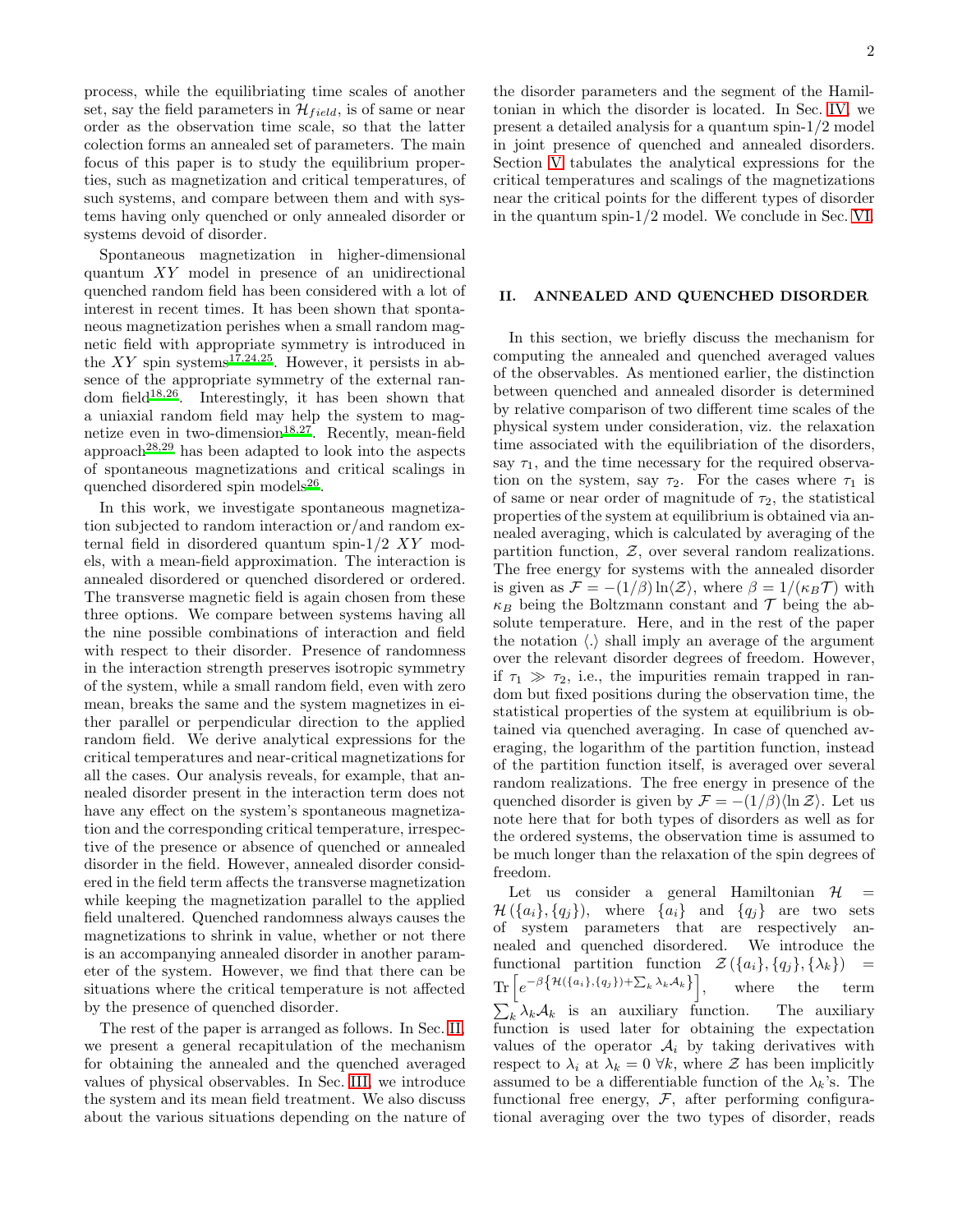process, while the equilibriating time scales of another set, say the field parameters in $\mathcal{H}_{field}$, is of same or near order as the observation time scale, so that the latter colection forms an annealed set of parameters. The main focus of this paper is to study the equilibrium properties, such as magnetization and critical temperatures, of such systems, and compare between them and with systems having only quenched or only annealed disorder or systems devoid of disorder.

Spontaneous magnetization in higher-dimensional quantum $XY$ model in presence of an unidirectional quenched random field has been considered with a lot of interest in recent times. It has been shown that spontaneous magnetization perishes when a small random magnetic field with appropriate symmetry is introduced in the $XY$ spin systems[17,24,25]. However, it persists in absence of the appropriate symmetry of the external random field[18,26]. Interestingly, it has been shown that a uniaxial random field may help the system to magnetize even in two-dimension[18,27]. Recently, mean-field approach[28,29] has been adapted to look into the aspects of spontaneous magnetizations and critical scalings in quenched disordered spin models[26].

In this work, we investigate spontaneous magnetization subjected to random interaction or/and random external field in disordered quantum spin-1/2 $XY$ models, with a mean-field approximation. The interaction is annealed disordered or quenched disordered or ordered. The transverse magnetic field is again chosen from these three options. We compare between systems having all the nine possible combinations of interaction and field with respect to their disorder. Presence of randomness in the interaction strength preserves isotropic symmetry of the system, while a small random field, even with zero mean, breaks the same and the system magnetizes in either parallel or perpendicular direction to the applied random field. We derive analytical expressions for the critical temperatures and near-critical magnetizations for all the cases. Our analysis reveals, for example, that annealed disorder present in the interaction term does not have any effect on the system's spontaneous magnetization and the corresponding critical temperature, irrespective of the presence or absence of quenched or annealed disorder in the field. However, annealed disorder considered in the field term affects the transverse magnetization while keeping the magnetization parallel to the applied field unaltered. Quenched randomness always causes the magnetizations to shrink in value, whether or not there is an accompanying annealed disorder in another parameter of the system. However, we find that there can be situations where the critical temperature is not affected by the presence of quenched disorder.

The rest of the paper is arranged as follows. In Sec. II, we present a general recapitulation of the mechanism for obtaining the annealed and the quenched averaged values of physical observables. In Sec. III, we introduce the system and its mean field treatment. We also discuss about the various situations depending on the nature of the disorder parameters and the segment of the Hamiltonian in which the disorder is located. In Sec. IV, we present a detailed analysis for a quantum spin-1/2 model in joint presence of quenched and annealed disorders. Section V tabulates the analytical expressions for the critical temperatures and scalings of the magnetizations near the critical points for the different types of disorder in the quantum spin-1/2 model. We conclude in Sec. VI.

## II. ANNEALED AND QUENCHED DISORDER

In this section, we briefly discuss the mechanism for computing the annealed and quenched averaged values of the observables. As mentioned earlier, the distinction between quenched and annealed disorder is determined by relative comparison of two different time scales of the physical system under consideration, viz. the relaxation time associated with the equilibration of the disorders, say $\tau_1$, and the time necessary for the required observation on the system, say $\tau_2$. For the cases where $\tau_1$ is of same or near order of magnitude of $\tau_2$, the statistical properties of the system at equilibrium is obtained via annealed averaging, which is calculated by averaging of the partition function, $\mathcal{Z}$, over several random realizations. The free energy for systems with the annealed disorder is given as $\mathcal{F} = -(1/\beta)\ln\langle\mathcal{Z}\rangle$, where $\beta = 1/(\kappa_B \mathcal{T})$ with $\kappa_B$ being the Boltzmann constant and $\mathcal{T}$ being the absolute temperature. Here, and in the rest of the paper the notation $\langle.\rangle$ shall imply an average of the argument over the relevant disorder degrees of freedom. However, if $\tau_1 \gg \tau_2$, i.e., the impurities remain trapped in random but fixed positions during the observation time, the statistical properties of the system at equilibrium is obtained via quenched averaging. In case of quenched averaging, the logarithm of the partition function, instead of the partition function itself, is averaged over several random realizations. The free energy in presence of the quenched disorder is given by $\mathcal{F} = -(1/\beta)\langle\ln\mathcal{Z}\rangle$. Let us note here that for both types of disorders as well as for the ordered systems, the observation time is assumed to be much longer than the relaxation of the spin degrees of freedom.

Let us consider a general Hamiltonian $\mathcal{H} = \mathcal{H}(\{a_i\},\{q_j\})$, where $\{a_i\}$ and $\{q_j\}$ are two sets of system parameters that are respectively annealed and quenched disordered. We introduce the functional partition function $\mathcal{Z}(\{a_i\},\{q_j\},\{\lambda_k\}) = \text{Tr}\left[e^{-\beta\left\{\mathcal{H}(\{a_i\},\{q_j\})+\sum_k \lambda_k \mathcal{A}_k\right\}}\right]$, where the term $\sum_k \lambda_k \mathcal{A}_k$ is an auxiliary function. The auxiliary function is used later for obtaining the expectation values of the operator $\mathcal{A}_i$ by taking derivatives with respect to $\lambda_i$ at $\lambda_k = 0\ \forall k$, where $\mathcal{Z}$ has been implicitly assumed to be a differentiable function of the $\lambda_k$'s. The functional free energy, $\mathcal{F}$, after performing configurational averaging over the two types of disorder, reads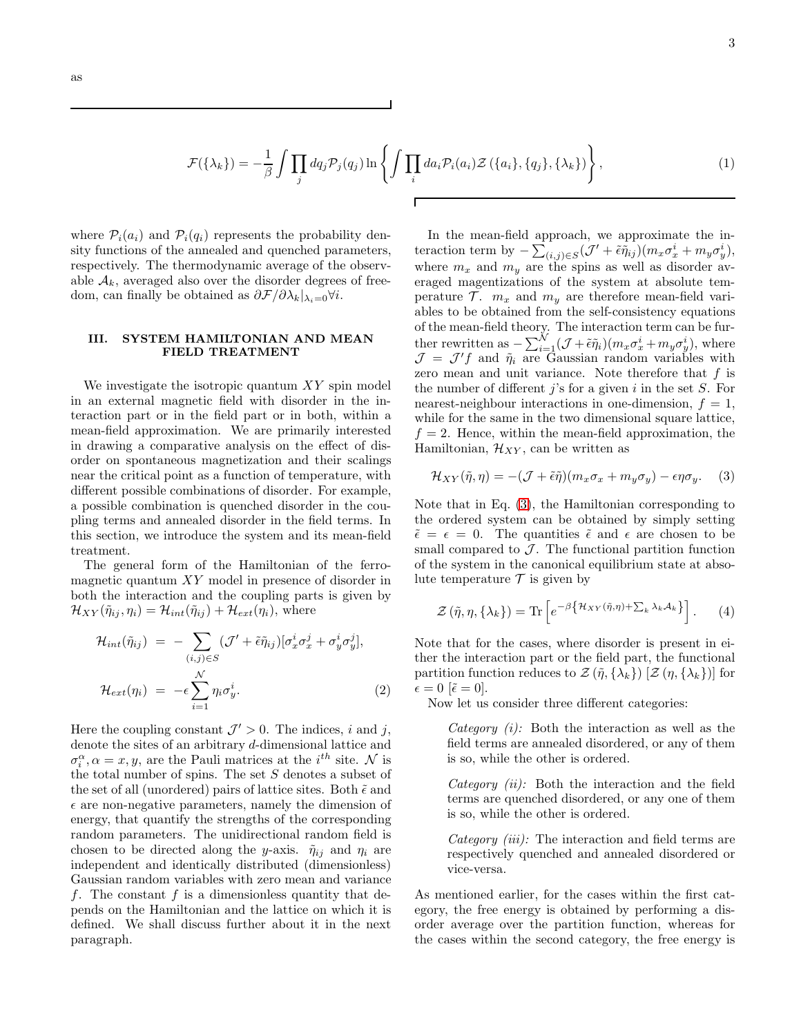as

$$\mathcal{F}(\{\lambda_k\}) = -\frac{1}{\beta}\int \prod_j dq_j \mathcal{P}_j(q_j) \ln\left\{\int \prod_i da_i \mathcal{P}_i(a_i) \mathcal{Z}\left(\{a_i\},\{q_j\},\{\lambda_k\}\right)\right\}, \tag{1}$$

where $\mathcal{P}_i(a_i)$ and $\mathcal{P}_i(q_i)$ represents the probability density functions of the annealed and quenched parameters, respectively. The thermodynamic average of the observable $\mathcal{A}_k$, averaged also over the disorder degrees of freedom, can finally be obtained as $\partial\mathcal{F}/\partial\lambda_k|_{\lambda_i=0}\forall i$.

## III. SYSTEM HAMILTONIAN AND MEAN FIELD TREATMENT

We investigate the isotropic quantum $XY$ spin model in an external magnetic field with disorder in the interaction part or in the field part or in both, within a mean-field approximation. We are primarily interested in drawing a comparative analysis on the effect of disorder on spontaneous magnetization and their scalings near the critical point as a function of temperature, with different possible combinations of disorder. For example, a possible combination is quenched disorder in the coupling terms and annealed disorder in the field terms. In this section, we introduce the system and its mean-field treatment.

The general form of the Hamiltonian of the ferromagnetic quantum $XY$ model in presence of disorder in both the interaction and the coupling parts is given by $\mathcal{H}_{XY}(\tilde{\eta}_{ij},\eta_i) = \mathcal{H}_{int}(\tilde{\eta}_{ij}) + \mathcal{H}_{ext}(\eta_i)$, where

$$\begin{aligned}\mathcal{H}_{int}(\tilde{\eta}_{ij}) &= -\sum_{(i,j)\in S}(\mathcal{J}' + \tilde{\epsilon}\tilde{\eta}_{ij})[\sigma_x^i\sigma_x^j + \sigma_y^i\sigma_y^j],\\ \mathcal{H}_{ext}(\eta_i) &= -\epsilon\sum_{i=1}^{\mathcal{N}}\eta_i\sigma_y^i.\end{aligned} \tag{2}$$

Here the coupling constant $\mathcal{J}' > 0$. The indices, $i$ and $j$, denote the sites of an arbitrary $d$-dimensional lattice and $\sigma_i^\alpha, \alpha = x, y$, are the Pauli matrices at the $i^{th}$ site. $\mathcal{N}$ is the total number of spins. The set $S$ denotes a subset of the set of all (unordered) pairs of lattice sites. Both $\tilde{\epsilon}$ and $\epsilon$ are non-negative parameters, namely the dimension of energy, that quantify the strengths of the corresponding random parameters. The unidirectional random field is chosen to be directed along the $y$-axis. $\tilde{\eta}_{ij}$ and $\eta_i$ are independent and identically distributed (dimensionless) Gaussian random variables with zero mean and variance $f$. The constant $f$ is a dimensionless quantity that depends on the Hamiltonian and the lattice on which it is defined. We shall discuss further about it in the next paragraph.

In the mean-field approach, we approximate the interaction term by $-\sum_{(i,j)\in S}(\mathcal{J}' + \tilde{\epsilon}\tilde{\eta}_{ij})(m_x\sigma_x^i + m_y\sigma_y^i)$, where $m_x$ and $m_y$ are the spins as well as disorder averaged magnetizations of the system at absolute temperature $\mathcal{T}$. $m_x$ and $m_y$ are therefore mean-field variables to be obtained from the self-consistency equations of the mean-field theory. The interaction term can be further rewritten as $-\sum_{i=1}^{\mathcal{N}}(\mathcal{J} + \tilde{\epsilon}\tilde{\eta}_i)(m_x\sigma_x^i + m_y\sigma_y^i)$, where $\mathcal{J} = \mathcal{J}'f$ and $\tilde{\eta}_i$ are Gaussian random variables with zero mean and unit variance. Note therefore that $f$ is the number of different $j$'s for a given $i$ in the set $S$. For nearest-neighbour interactions in one-dimension, $f = 1$, while for the same in the two dimensional square lattice, $f = 2$. Hence, within the mean-field approximation, the Hamiltonian, $\mathcal{H}_{XY}$, can be written as

$$\mathcal{H}_{XY}(\tilde{\eta},\eta) = -(\mathcal{J} + \tilde{\epsilon}\tilde{\eta})(m_x\sigma_x + m_y\sigma_y) - \epsilon\eta\sigma_y. \tag{3}$$

Note that in Eq. (3), the Hamiltonian corresponding to the ordered system can be obtained by simply setting $\tilde{\epsilon} = \epsilon = 0$. The quantities $\tilde{\epsilon}$ and $\epsilon$ are chosen to be small compared to $\mathcal{J}$. The functional partition function of the system in the canonical equilibrium state at absolute temperature $\mathcal{T}$ is given by

$$\mathcal{Z}(\tilde{\eta},\eta,\{\lambda_k\}) = \mathrm{Tr}\left[e^{-\beta\left\{\mathcal{H}_{XY}(\tilde{\eta},\eta)+\sum_k\lambda_k\mathcal{A}_k\right\}}\right]. \tag{4}$$

Note that for the cases, where disorder is present in either the interaction part or the field part, the functional partition function reduces to $\mathcal{Z}(\tilde{\eta},\{\lambda_k\})$ $[\mathcal{Z}(\eta,\{\lambda_k\})]$ for $\epsilon = 0$ $[\tilde{\epsilon} = 0]$.

Now let us consider three different categories:

> *Category (i):* Both the interaction as well as the field terms are annealed disordered, or any of them is so, while the other is ordered.
>
> *Category (ii):* Both the interaction and the field terms are quenched disordered, or any one of them is so, while the other is ordered.
>
> *Category (iii):* The interaction and field terms are respectively quenched and annealed disordered or vice-versa.

As mentioned earlier, for the cases within the first category, the free energy is obtained by performing a disorder average over the partition function, whereas for the cases within the second category, the free energy is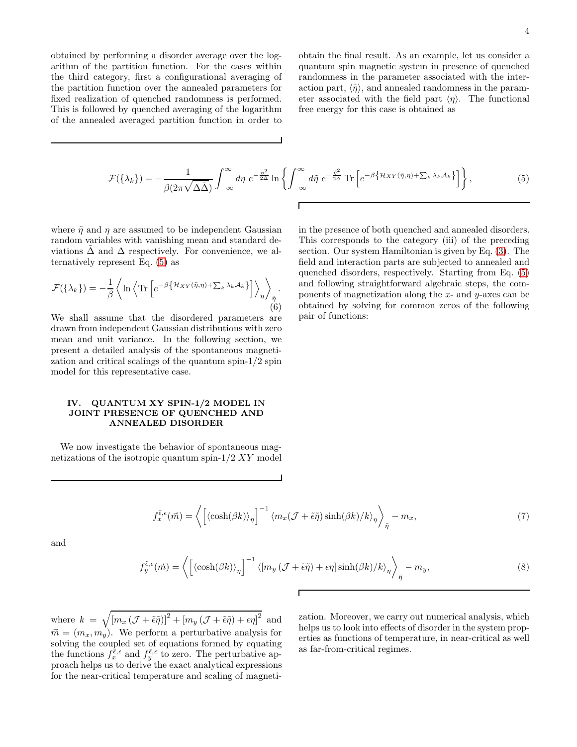obtained by performing a disorder average over the logarithm of the partition function. For the cases within the third category, first a configurational averaging of the partition function over the annealed parameters for fixed realization of quenched randomness is performed. This is followed by quenched averaging of the logarithm of the annealed averaged partition function in order to obtain the final result. As an example, let us consider a quantum spin magnetic system in presence of quenched randomness in the parameter associated with the interaction part, $\langle\tilde{\eta}\rangle$, and annealed randomness in the parameter associated with the field part $\langle\eta\rangle$. The functional free energy for this case is obtained as

$$\mathcal{F}(\{\lambda_k\}) = -\frac{1}{\beta(2\pi\sqrt{\Delta\tilde{\Delta}})}\int_{-\infty}^{\infty} d\eta\; e^{-\frac{\eta^2}{2\Delta}} \ln\left\{\int_{-\infty}^{\infty} d\tilde{\eta}\; e^{-\frac{\tilde{\eta}^2}{2\tilde{\Delta}}}\,\mathrm{Tr}\left[e^{-\beta\left\{\mathcal{H}_{XY}(\tilde{\eta},\eta)+\sum_k \lambda_k \mathcal{A}_k\right\}}\right]\right\}, \tag{5}$$

where $\tilde{\eta}$ and $\eta$ are assumed to be independent Gaussian random variables with vanishing mean and standard deviations $\tilde{\Delta}$ and $\Delta$ respectively. For convenience, we alternatively represent Eq. (5) as

$$\mathcal{F}(\{\lambda_k\}) = -\frac{1}{\beta}\left\langle \ln\left\langle \mathrm{Tr}\left[e^{-\beta\left\{\mathcal{H}_{XY}(\tilde{\eta},\eta)+\sum_k \lambda_k \mathcal{A}_k\right\}}\right]\right\rangle_{\eta}\right\rangle_{\tilde{\eta}}. \tag{6}$$

We shall assume that the disordered parameters are drawn from independent Gaussian distributions with zero mean and unit variance. In the following section, we present a detailed analysis of the spontaneous magnetization and critical scalings of the quantum spin-1/2 spin model for this representative case.

## IV. QUANTUM XY SPIN-1/2 MODEL IN JOINT PRESENCE OF QUENCHED AND ANNEALED DISORDER

We now investigate the behavior of spontaneous magnetizations of the isotropic quantum spin-1/2 $XY$ model in the presence of both quenched and annealed disorders. This corresponds to the category (iii) of the preceding section. Our system Hamiltonian is given by Eq. (3). The field and interaction parts are subjected to annealed and quenched disorders, respectively. Starting from Eq. (5) and following straightforward algebraic steps, the components of magnetization along the $x$- and $y$-axes can be obtained by solving for common zeros of the following pair of functions:

$$f_x^{\tilde{\epsilon},\epsilon}(\vec{m}) = \left\langle \left[\langle\cosh(\beta k)\rangle_{\eta}\right]^{-1}\langle m_x(\mathcal{J}+\tilde{\epsilon}\tilde{\eta})\sinh(\beta k)/k\rangle_{\eta}\right\rangle_{\tilde{\eta}} - m_x, \tag{7}$$

and

$$f_y^{\tilde{\epsilon},\epsilon}(\vec{m}) = \left\langle \left[\langle\cosh(\beta k)\rangle_{\eta}\right]^{-1}\langle[m_y(\mathcal{J}+\tilde{\epsilon}\tilde{\eta})+\epsilon\eta]\sinh(\beta k)/k\rangle_{\eta}\right\rangle_{\tilde{\eta}} - m_y, \tag{8}$$

where $k = \sqrt{[m_x(\mathcal{J}+\tilde{\epsilon}\tilde{\eta})]^2 + [m_y(\mathcal{J}+\tilde{\epsilon}\tilde{\eta})+\epsilon\eta]^2}$ and $\vec{m} = (m_x, m_y)$. We perform a perturbative analysis for solving the coupled set of equations formed by equating the functions $f_x^{\tilde{\epsilon},\epsilon}$ and $f_y^{\tilde{\epsilon},\epsilon}$ to zero. The perturbative approach helps us to derive the exact analytical expressions for the near-critical temperature and scaling of magnetization. Moreover, we carry out numerical analysis, which helps us to look into effects of disorder in the system properties as functions of temperature, in near-critical as well as far-from-critical regimes.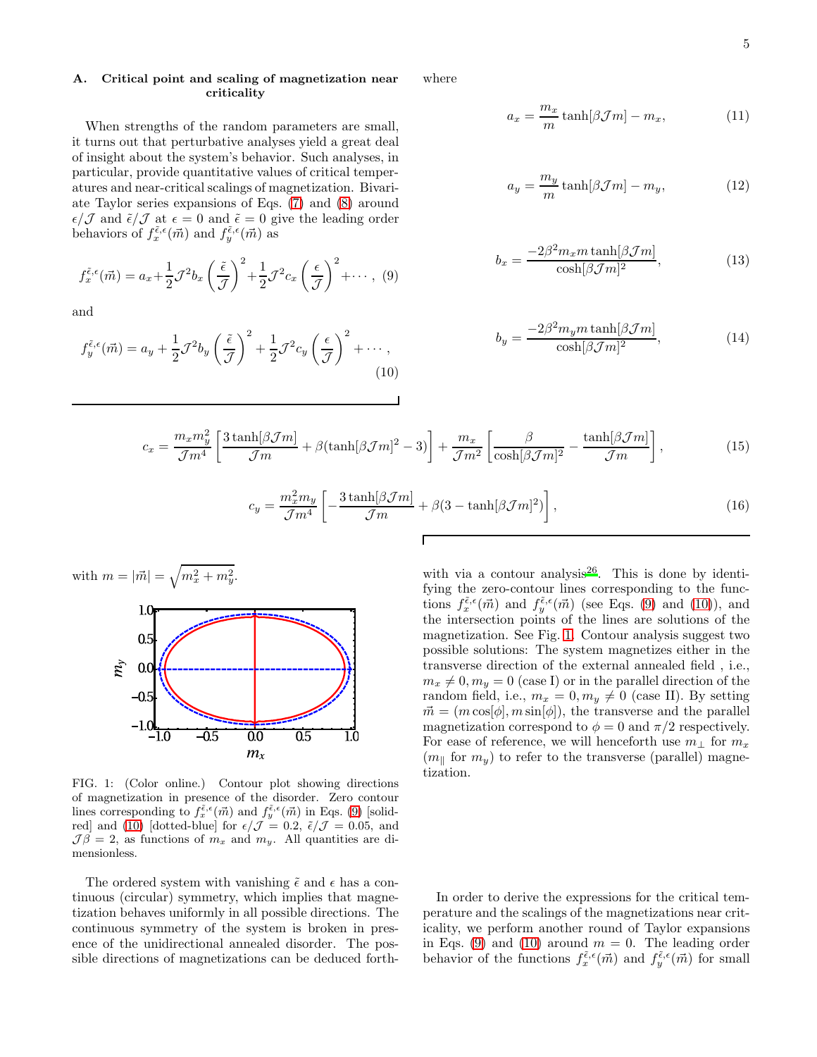### A. Critical point and scaling of magnetization near criticality

When strengths of the random parameters are small, it turns out that perturbative analyses yield a great deal of insight about the system's behavior. Such analyses, in particular, provide quantitative values of critical temperatures and near-critical scalings of magnetization. Bivariate Taylor series expansions of Eqs. (7) and (8) around $\epsilon/\mathcal{J}$ and $\tilde{\epsilon}/\mathcal{J}$ at $\epsilon = 0$ and $\tilde{\epsilon} = 0$ give the leading order behaviors of $f_x^{\tilde{\epsilon},\epsilon}(\vec{m})$ and $f_y^{\tilde{\epsilon},\epsilon}(\vec{m})$ as

$$f_x^{\tilde{\epsilon},\epsilon}(\vec{m}) = a_x + \frac{1}{2}\mathcal{J}^2 b_x \left(\frac{\tilde{\epsilon}}{\mathcal{J}}\right)^2 + \frac{1}{2}\mathcal{J}^2 c_x \left(\frac{\epsilon}{\mathcal{J}}\right)^2 + \cdots, \quad (9)$$

and

$$f_y^{\tilde{\epsilon},\epsilon}(\vec{m}) = a_y + \frac{1}{2}\mathcal{J}^2 b_y \left(\frac{\tilde{\epsilon}}{\mathcal{J}}\right)^2 + \frac{1}{2}\mathcal{J}^2 c_y \left(\frac{\epsilon}{\mathcal{J}}\right)^2 + \cdots, \quad (10)$$

where

$$a_x = \frac{m_x}{m}\tanh[\beta\mathcal{J}m] - m_x, \quad (11)$$

$$a_y = \frac{m_y}{m}\tanh[\beta\mathcal{J}m] - m_y, \quad (12)$$

$$b_x = \frac{-2\beta^2 m_x m \tanh[\beta\mathcal{J}m]}{\cosh[\beta\mathcal{J}m]^2}, \quad (13)$$

$$b_y = \frac{-2\beta^2 m_y m \tanh[\beta\mathcal{J}m]}{\cosh[\beta\mathcal{J}m]^2}, \quad (14)$$

$$c_x = \frac{m_x m_y^2}{\mathcal{J}m^4}\left[\frac{3\tanh[\beta\mathcal{J}m]}{\mathcal{J}m} + \beta(\tanh[\beta\mathcal{J}m]^2 - 3)\right] + \frac{m_x}{\mathcal{J}m^2}\left[\frac{\beta}{\cosh[\beta\mathcal{J}m]^2} - \frac{\tanh[\beta\mathcal{J}m]}{\mathcal{J}m}\right], \quad (15)$$

$$c_y = \frac{m_x^2 m_y}{\mathcal{J}m^4}\left[-\frac{3\tanh[\beta\mathcal{J}m]}{\mathcal{J}m} + \beta(3 - \tanh[\beta\mathcal{J}m]^2)\right], \quad (16)$$

with $m = |\vec{m}| = \sqrt{m_x^2 + m_y^2}$.

FIG. 1: (Color online.) Contour plot showing directions of magnetization in presence of the disorder. Zero contour lines corresponding to $f_x^{\tilde{\epsilon},\epsilon}(\vec{m})$ and $f_y^{\tilde{\epsilon},\epsilon}(\vec{m})$ in Eqs. (9) [solid-red] and (10) [dotted-blue] for $\epsilon/\mathcal{J} = 0.2$, $\tilde{\epsilon}/\mathcal{J} = 0.05$, and $\mathcal{J}\beta = 2$, as functions of $m_x$ and $m_y$. All quantities are dimensionless.

The ordered system with vanishing $\tilde{\epsilon}$ and $\epsilon$ has a continuous (circular) symmetry, which implies that magnetization behaves uniformly in all possible directions. The continuous symmetry of the system is broken in presence of the unidirectional annealed disorder. The possible directions of magnetizations can be deduced forthwith via a contour analysis[26]. This is done by identifying the zero-contour lines corresponding to the functions $f_x^{\tilde{\epsilon},\epsilon}(\vec{m})$ and $f_y^{\tilde{\epsilon},\epsilon}(\vec{m})$ (see Eqs. (9) and (10)), and the intersection points of the lines are solutions of the magnetization. See Fig. 1. Contour analysis suggest two possible solutions: The system magnetizes either in the transverse direction of the external annealed field , i.e., $m_x \neq 0, m_y = 0$ (case I) or in the parallel direction of the random field, i.e., $m_x = 0, m_y \neq 0$ (case II). By setting $\vec{m} = (m\cos[\phi], m\sin[\phi])$, the transverse and the parallel magnetization correspond to $\phi = 0$ and $\pi/2$ respectively. For ease of reference, we will henceforth use $m_\perp$ for $m_x$ ($m_\parallel$ for $m_y$) to refer to the transverse (parallel) magnetization.

In order to derive the expressions for the critical temperature and the scalings of the magnetizations near criticality, we perform another round of Taylor expansions in Eqs. (9) and (10) around $m = 0$. The leading order behavior of the functions $f_x^{\tilde{\epsilon},\epsilon}(\vec{m})$ and $f_y^{\tilde{\epsilon},\epsilon}(\vec{m})$ for small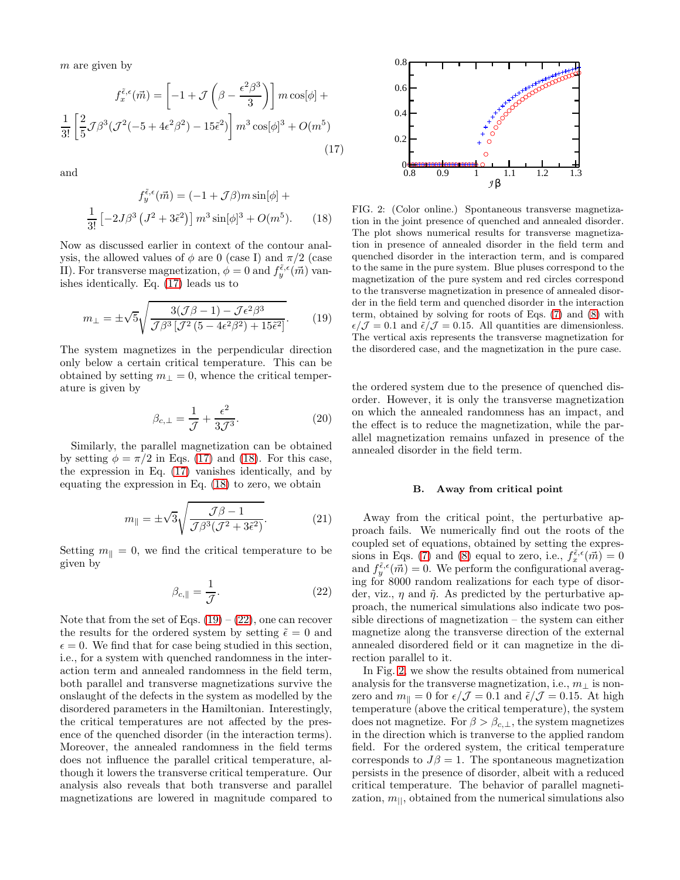$m$ are given by

$$f_x^{\tilde{\epsilon},\epsilon}(\vec{m}) = \left[-1 + \mathcal{J}\left(\beta - \frac{\epsilon^2\beta^3}{3}\right)\right] m\cos[\phi] + \frac{1}{3!}\left[\frac{2}{5}\mathcal{J}\beta^3(\mathcal{J}^2(-5+4\epsilon^2\beta^2) - 15\tilde{\epsilon}^2)\right] m^3\cos[\phi]^3 + O(m^5) \tag{17}$$

and

$$f_y^{\tilde{\epsilon},\epsilon}(\vec{m}) = (-1+\mathcal{J}\beta)m\sin[\phi] + \frac{1}{3!}\left[-2J\beta^3\left(J^2+3\tilde{\epsilon}^2\right)\right] m^3\sin[\phi]^3 + O(m^5). \tag{18}$$

Now as discussed earlier in context of the contour analysis, the allowed values of $\phi$ are 0 (case I) and $\pi/2$ (case II). For transverse magnetization, $\phi = 0$ and $f_y^{\tilde{\epsilon},\epsilon}(\vec{m})$ vanishes identically. Eq. (17) leads us to

$$m_\perp = \pm\sqrt{5}\sqrt{\frac{3(\mathcal{J}\beta - 1) - \mathcal{J}\epsilon^2\beta^3}{\mathcal{J}\beta^3\left[\mathcal{J}^2\left(5 - 4\epsilon^2\beta^2\right) + 15\tilde{\epsilon}^2\right]}}. \tag{19}$$

The system magnetizes in the perpendicular direction only below a certain critical temperature. This can be obtained by setting $m_\perp = 0$, whence the critical temperature is given by

$$\beta_{c,\perp} = \frac{1}{\mathcal{J}} + \frac{\epsilon^2}{3\mathcal{J}^3}. \tag{20}$$

Similarly, the parallel magnetization can be obtained by setting $\phi = \pi/2$ in Eqs. (17) and (18). For this case, the expression in Eq. (17) vanishes identically, and by equating the expression in Eq. (18) to zero, we obtain

$$m_\parallel = \pm\sqrt{3}\sqrt{\frac{\mathcal{J}\beta - 1}{\mathcal{J}\beta^3(\mathcal{J}^2+3\tilde{\epsilon}^2)}}. \tag{21}$$

Setting $m_\parallel = 0$, we find the critical temperature to be given by

$$\beta_{c,\parallel} = \frac{1}{\mathcal{J}}. \tag{22}$$

Note that from the set of Eqs. (19) – (22), one can recover the results for the ordered system by setting $\tilde{\epsilon} = 0$ and $\epsilon = 0$. We find that for case being studied in this section, i.e., for a system with quenched randomness in the interaction term and annealed randomness in the field term, both parallel and transverse magnetizations survive the onslaught of the defects in the system as modelled by the disordered parameters in the Hamiltonian. Interestingly, the critical temperatures are not affected by the presence of the quenched disorder (in the interaction terms). Moreover, the annealed randomness in the field terms does not influence the parallel critical temperature, although it lowers the transverse critical temperature. Our analysis also reveals that both transverse and parallel magnetizations are lowered in magnitude compared to the ordered system due to the presence of quenched disorder. However, it is only the transverse magnetization on which the annealed randomness has an impact, and the effect is to reduce the magnetization, while the parallel magnetization remains unfazed in presence of the annealed disorder in the field term.

FIG. 2: (Color online.) Spontaneous transverse magnetization in the joint presence of quenched and annealed disorder. The plot shows numerical results for transverse magnetization in presence of annealed disorder in the field term and quenched disorder in the interaction term, and is compared to the same in the pure system. Blue pluses correspond to the magnetization of the pure system and red circles correspond to the transverse magnetization in presence of annealed disorder in the field term and quenched disorder in the interaction term, obtained by solving for roots of Eqs. (7) and (8) with $\epsilon/\mathcal{J} = 0.1$ and $\tilde{\epsilon}/\mathcal{J} = 0.15$. All quantities are dimensionless. The vertical axis represents the transverse magnetization for the disordered case, and the magnetization in the pure case.

### B. Away from critical point

Away from the critical point, the perturbative approach fails. We numerically find out the roots of the coupled set of equations, obtained by setting the expressions in Eqs. (7) and (8) equal to zero, i.e., $f_x^{\tilde{\epsilon},\epsilon}(\vec{m}) = 0$ and $f_y^{\tilde{\epsilon},\epsilon}(\vec{m}) = 0$. We perform the configurational averaging for 8000 random realizations for each type of disorder, viz., $\eta$ and $\tilde{\eta}$. As predicted by the perturbative approach, the numerical simulations also indicate two possible directions of magnetization – the system can either magnetize along the transverse direction of the external annealed disordered field or it can magnetize in the direction parallel to it.

In Fig. 2, we show the results obtained from numerical analysis for the transverse magnetization, i.e., $m_\perp$ is nonzero and $m_\parallel = 0$ for $\epsilon/\mathcal{J} = 0.1$ and $\tilde{\epsilon}/\mathcal{J} = 0.15$. At high temperature (above the critical temperature), the system does not magnetize. For $\beta > \beta_{c,\perp}$, the system magnetizes in the direction which is tranverse to the applied random field. For the ordered system, the critical temperature corresponds to $J\beta = 1$. The spontaneous magnetization persists in the presence of disorder, albeit with a reduced critical temperature. The behavior of parallel magnetization, $m_{||}$, obtained from the numerical simulations also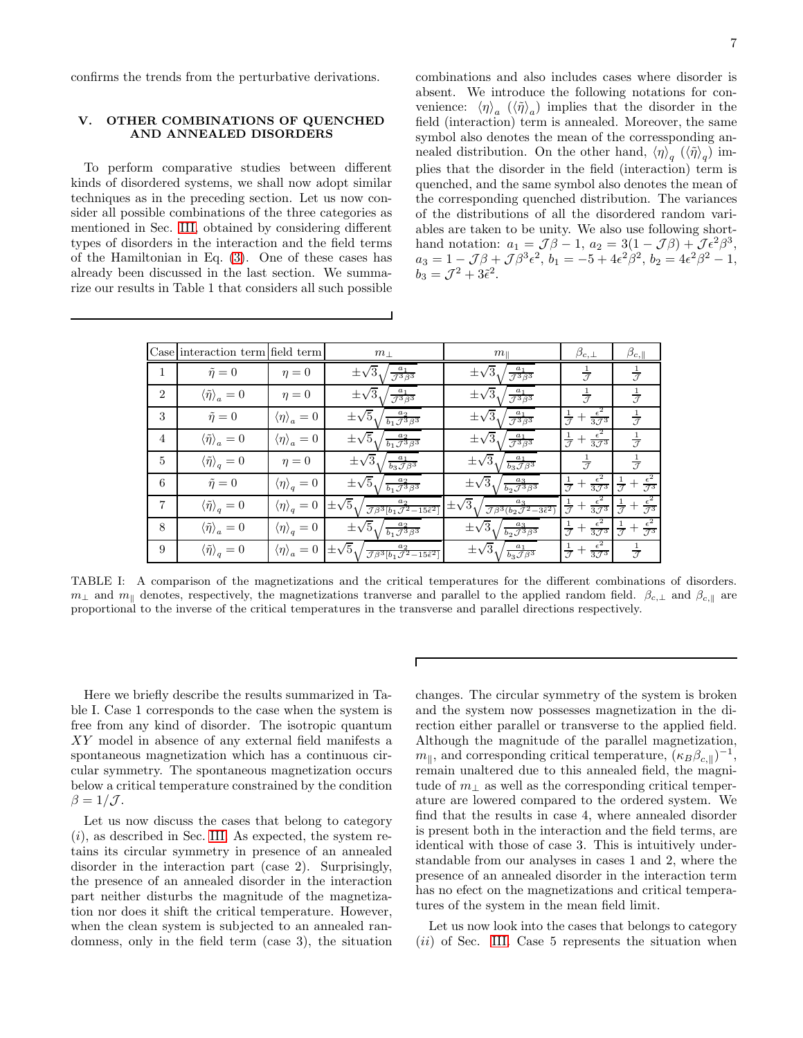confirms the trends from the perturbative derivations.

## V. OTHER COMBINATIONS OF QUENCHED AND ANNEALED DISORDERS

To perform comparative studies between different kinds of disordered systems, we shall now adopt similar techniques as in the preceding section. Let us now consider all possible combinations of the three categories as mentioned in Sec. III, obtained by considering different types of disorders in the interaction and the field terms of the Hamiltonian in Eq. (3). One of these cases has already been discussed in the last section. We summarize our results in Table 1 that considers all such possible combinations and also includes cases where disorder is absent. We introduce the following notations for convenience: $\langle\eta\rangle_a$ ($\langle\tilde{\eta}\rangle_a$) implies that the disorder in the field (interaction) term is annealed. Moreover, the same symbol also denotes the mean of the corressponding annealed distribution. On the other hand, $\langle\eta\rangle_q$ ($\langle\tilde{\eta}\rangle_q$) implies that the disorder in the field (interaction) term is quenched, and the same symbol also denotes the mean of the corresponding quenched distribution. The variances of the distributions of all the disordered random variables are taken to be unity. We also use following shorthand notation: $a_1 = \mathcal{J}\beta - 1$, $a_2 = 3(1-\mathcal{J}\beta) + \mathcal{J}\epsilon^2\beta^3$, $a_3 = 1 - \mathcal{J}\beta + \mathcal{J}\beta^3\epsilon^2$, $b_1 = -5 + 4\epsilon^2\beta^2$, $b_2 = 4\epsilon^2\beta^2 - 1$, $b_3 = \mathcal{J}^2 + 3\tilde{\epsilon}^2$.

| Case | interaction term | field term | $m_\perp$ | $m_\parallel$ | $\beta_{c,\perp}$ | $\beta_{c,\parallel}$ |
|---|---|---|---|---|---|---|
| 1 | $\tilde{\eta} = 0$ | $\eta = 0$ | $\pm\sqrt{3}\sqrt{\frac{a_1}{\mathcal{J}^3\beta^3}}$ | $\pm\sqrt{3}\sqrt{\frac{a_1}{\mathcal{J}^3\beta^3}}$ | $\frac{1}{\mathcal{J}}$ | $\frac{1}{\mathcal{J}}$ |
| 2 | $\langle\tilde{\eta}\rangle_a = 0$ | $\eta = 0$ | $\pm\sqrt{3}\sqrt{\frac{a_1}{\mathcal{J}^3\beta^3}}$ | $\pm\sqrt{3}\sqrt{\frac{a_1}{\mathcal{J}^3\beta^3}}$ | $\frac{1}{\mathcal{J}}$ | $\frac{1}{\mathcal{J}}$ |
| 3 | $\tilde{\eta} = 0$ | $\langle\eta\rangle_a = 0$ | $\pm\sqrt{5}\sqrt{\frac{a_2}{b_1\mathcal{J}^3\beta^3}}$ | $\pm\sqrt{3}\sqrt{\frac{a_1}{\mathcal{J}^3\beta^3}}$ | $\frac{1}{\mathcal{J}} + \frac{\epsilon^2}{3\mathcal{J}^3}$ | $\frac{1}{\mathcal{J}}$ |
| 4 | $\langle\tilde{\eta}\rangle_a = 0$ | $\langle\eta\rangle_a = 0$ | $\pm\sqrt{5}\sqrt{\frac{a_2}{b_1\mathcal{J}^3\beta^3}}$ | $\pm\sqrt{3}\sqrt{\frac{a_1}{\mathcal{J}^3\beta^3}}$ | $\frac{1}{\mathcal{J}} + \frac{\epsilon^2}{3\mathcal{J}^3}$ | $\frac{1}{\mathcal{J}}$ |
| 5 | $\langle\tilde{\eta}\rangle_q = 0$ | $\eta = 0$ | $\pm\sqrt{3}\sqrt{\frac{a_1}{b_3\mathcal{J}\beta^3}}$ | $\pm\sqrt{3}\sqrt{\frac{a_1}{b_3\mathcal{J}\beta^3}}$ | $\frac{1}{\mathcal{J}}$ | $\frac{1}{\mathcal{J}}$ |
| 6 | $\tilde{\eta} = 0$ | $\langle\eta\rangle_q = 0$ | $\pm\sqrt{5}\sqrt{\frac{a_2}{b_1\mathcal{J}^3\beta^3}}$ | $\pm\sqrt{3}\sqrt{\frac{a_3}{b_2\mathcal{J}^3\beta^3}}$ | $\frac{1}{\mathcal{J}} + \frac{\epsilon^2}{3\mathcal{J}^3}$ | $\frac{1}{\mathcal{J}} + \frac{\epsilon^2}{\mathcal{J}^3}$ |
| 7 | $\langle\tilde{\eta}\rangle_q = 0$ | $\langle\eta\rangle_q = 0$ | $\pm\sqrt{5}\sqrt{\frac{a_2}{\mathcal{J}\beta^3[b_1\mathcal{J}^2 - 15\tilde{\epsilon}^2]}}$ | $\pm\sqrt{3}\sqrt{\frac{a_3}{\mathcal{J}\beta^3(b_2\mathcal{J}^2 - 3\tilde{\epsilon}^2)}}$ | $\frac{1}{\mathcal{J}} + \frac{\epsilon^2}{3\mathcal{J}^3}$ | $\frac{1}{\mathcal{J}} + \frac{\epsilon^2}{\mathcal{J}^3}$ |
| 8 | $\langle\tilde{\eta}\rangle_a = 0$ | $\langle\eta\rangle_q = 0$ | $\pm\sqrt{5}\sqrt{\frac{a_2}{b_1\mathcal{J}^3\beta^3}}$ | $\pm\sqrt{3}\sqrt{\frac{a_3}{b_2\mathcal{J}^3\beta^3}}$ | $\frac{1}{\mathcal{J}} + \frac{\epsilon^2}{3\mathcal{J}^3}$ | $\frac{1}{\mathcal{J}} + \frac{\epsilon^2}{\mathcal{J}^3}$ |
| 9 | $\langle\tilde{\eta}\rangle_q = 0$ | $\langle\eta\rangle_a = 0$ | $\pm\sqrt{5}\sqrt{\frac{a_2}{\mathcal{J}\beta^3[b_1\mathcal{J}^2 - 15\tilde{\epsilon}^2]}}$ | $\pm\sqrt{3}\sqrt{\frac{a_1}{b_3\mathcal{J}\beta^3}}$ | $\frac{1}{\mathcal{J}} + \frac{\epsilon^2}{3\mathcal{J}^3}$ | $\frac{1}{\mathcal{J}}$ |

TABLE I: A comparison of the magnetizations and the critical temperatures for the different combinations of disorders. $m_\perp$ and $m_\parallel$ denotes, respectively, the magnetizations tranverse and parallel to the applied random field. $\beta_{c,\perp}$ and $\beta_{c,\parallel}$ are proportional to the inverse of the critical temperatures in the transverse and parallel directions respectively.

Here we briefly describe the results summarized in Table I. Case 1 corresponds to the case when the system is free from any kind of disorder. The isotropic quantum $XY$ model in absence of any external field manifests a spontaneous magnetization which has a continuous circular symmetry. The spontaneous magnetization occurs below a critical temperature constrained by the condition $\beta = 1/\mathcal{J}$.

Let us now discuss the cases that belong to category $(i)$, as described in Sec. III. As expected, the system retains its circular symmetry in presence of an annealed disorder in the interaction part (case 2). Surprisingly, the presence of an annealed disorder in the interaction part neither disturbs the magnitude of the magnetization nor does it shift the critical temperature. However, when the clean system is subjected to an annealed randomness, only in the field term (case 3), the situation changes. The circular symmetry of the system is broken and the system now possesses magnetization in the direction either parallel or transverse to the applied field. Although the magnitude of the parallel magnetization, $m_\parallel$, and corresponding critical temperature, $(\kappa_B\beta_{c,\parallel})^{-1}$, remain unaltered due to this annealed field, the magnitude of $m_\perp$ as well as the corresponding critical temperature are lowered compared to the ordered system. We find that the results in case 4, where annealed disorder is present both in the interaction and the field terms, are identical with those of case 3. This is intuitively understandable from our analyses in cases 1 and 2, where the presence of an annealed disorder in the interaction term has no efect on the magnetizations and critical temperatures of the system in the mean field limit.

Let us now look into the cases that belongs to category $(ii)$ of Sec. III. Case 5 represents the situation when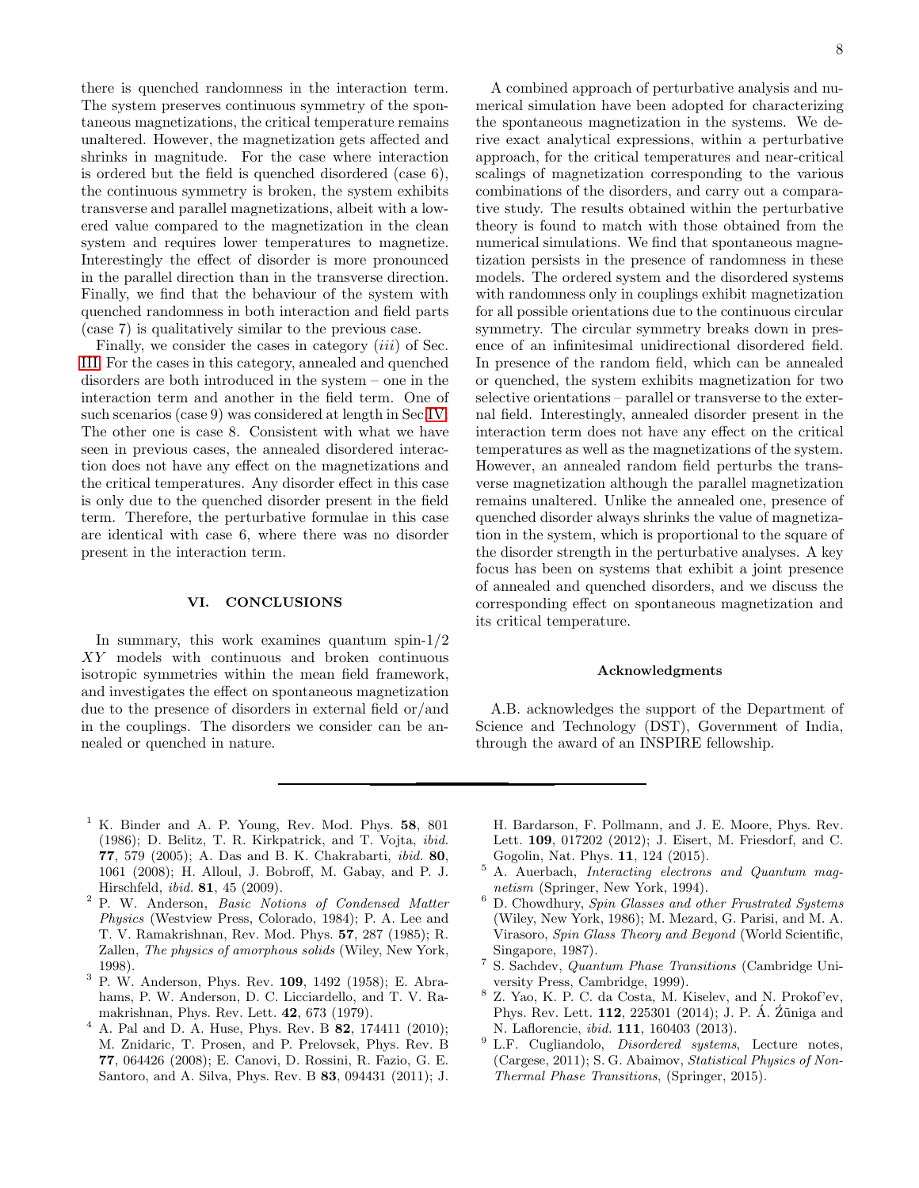there is quenched randomness in the interaction term. The system preserves continuous symmetry of the spontaneous magnetizations, the critical temperature remains unaltered. However, the magnetization gets affected and shrinks in magnitude. For the case where interaction is ordered but the field is quenched disordered (case 6), the continuous symmetry is broken, the system exhibits transverse and parallel magnetizations, albeit with a lowered value compared to the magnetization in the clean system and requires lower temperatures to magnetize. Interestingly the effect of disorder is more pronounced in the parallel direction than in the transverse direction. Finally, we find that the behaviour of the system with quenched randomness in both interaction and field parts (case 7) is qualitatively similar to the previous case.

Finally, we consider the cases in category (*iii*) of Sec. III. For the cases in this category, annealed and quenched disorders are both introduced in the system – one in the interaction term and another in the field term. One of such scenarios (case 9) was considered at length in Sec IV. The other one is case 8. Consistent with what we have seen in previous cases, the annealed disordered interaction does not have any effect on the magnetizations and the critical temperatures. Any disorder effect in this case is only due to the quenched disorder present in the field term. Therefore, the perturbative formulae in this case are identical with case 6, where there was no disorder present in the interaction term.

## VI. CONCLUSIONS

In summary, this work examines quantum spin-1/2 $XY$ models with continuous and broken continuous isotropic symmetries within the mean field framework, and investigates the effect on spontaneous magnetization due to the presence of disorders in external field or/and in the couplings. The disorders we consider can be annealed or quenched in nature.

A combined approach of perturbative analysis and numerical simulation have been adopted for characterizing the spontaneous magnetization in the systems. We derive exact analytical expressions, within a perturbative approach, for the critical temperatures and near-critical scalings of magnetization corresponding to the various combinations of the disorders, and carry out a comparative study. The results obtained within the perturbative theory is found to match with those obtained from the numerical simulations. We find that spontaneous magnetization persists in the presence of randomness in these models. The ordered system and the disordered systems with randomness only in couplings exhibit magnetization for all possible orientations due to the continuous circular symmetry. The circular symmetry breaks down in presence of an infinitesimal unidirectional disordered field. In presence of the random field, which can be annealed or quenched, the system exhibits magnetization for two selective orientations – parallel or transverse to the external field. Interestingly, annealed disorder present in the interaction term does not have any effect on the critical temperatures as well as the magnetizations of the system. However, an annealed random field perturbs the transverse magnetization although the parallel magnetization remains unaltered. Unlike the annealed one, presence of quenched disorder always shrinks the value of magnetization in the system, which is proportional to the square of the disorder strength in the perturbative analyses. A key focus has been on systems that exhibit a joint presence of annealed and quenched disorders, and we discuss the corresponding effect on spontaneous magnetization and its critical temperature.

### Acknowledgments

A.B. acknowledges the support of the Department of Science and Technology (DST), Government of India, through the award of an INSPIRE fellowship.

---

[1] K. Binder and A. P. Young, Rev. Mod. Phys. **58**, 801 (1986); D. Belitz, T. R. Kirkpatrick, and T. Vojta, *ibid.* **77**, 579 (2005); A. Das and B. K. Chakrabarti, *ibid.* **80**, 1061 (2008); H. Alloul, J. Bobroff, M. Gabay, and P. J. Hirschfeld, *ibid.* **81**, 45 (2009).

[2] P. W. Anderson, *Basic Notions of Condensed Matter Physics* (Westview Press, Colorado, 1984); P. A. Lee and T. V. Ramakrishnan, Rev. Mod. Phys. **57**, 287 (1985); R. Zallen, *The physics of amorphous solids* (Wiley, New York, 1998).

[3] P. W. Anderson, Phys. Rev. **109**, 1492 (1958); E. Abrahams, P. W. Anderson, D. C. Licciardello, and T. V. Ramakrishnan, Phys. Rev. Lett. **42**, 673 (1979).

[4] A. Pal and D. A. Huse, Phys. Rev. B **82**, 174411 (2010); M. Znidaric, T. Prosen, and P. Prelovsek, Phys. Rev. B **77**, 064426 (2008); E. Canovi, D. Rossini, R. Fazio, G. E. Santoro, and A. Silva, Phys. Rev. B **83**, 094431 (2011); J. H. Bardarson, F. Pollmann, and J. E. Moore, Phys. Rev. Lett. **109**, 017202 (2012); J. Eisert, M. Friesdorf, and C. Gogolin, Nat. Phys. **11**, 124 (2015).

[5] A. Auerbach, *Interacting electrons and Quantum magnetism* (Springer, New York, 1994).

[6] D. Chowdhury, *Spin Glasses and other Frustrated Systems* (Wiley, New York, 1986); M. Mezard, G. Parisi, and M. A. Virasoro, *Spin Glass Theory and Beyond* (World Scientific, Singapore, 1987).

[7] S. Sachdev, *Quantum Phase Transitions* (Cambridge University Press, Cambridge, 1999).

[8] Z. Yao, K. P. C. da Costa, M. Kiselev, and N. Prokof'ev, Phys. Rev. Lett. **112**, 225301 (2014); J. P. Á. Źũniga and N. Laflorencie, *ibid.* **111**, 160403 (2013).

[9] L.F. Cugliandolo, *Disordered systems*, Lecture notes, (Cargese, 2011); S. G. Abaimov, *Statistical Physics of Non-Thermal Phase Transitions*, (Springer, 2015).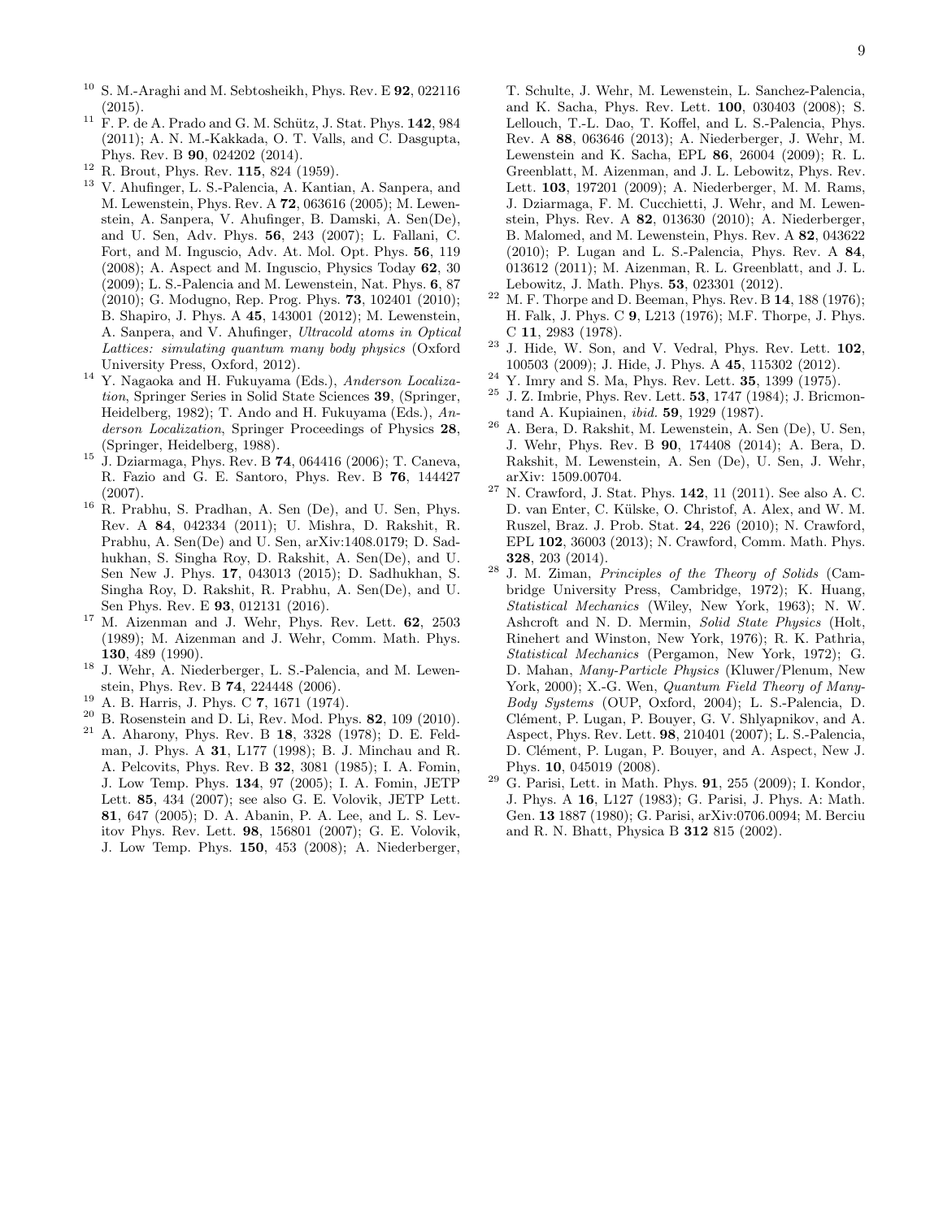[10] S. M.-Araghi and M. Sebtosheikh, Phys. Rev. E **92**, 022116 (2015).

[11] F. P. de A. Prado and G. M. Schütz, J. Stat. Phys. **142**, 984 (2011); A. N. M.-Kakkada, O. T. Valls, and C. Dasgupta, Phys. Rev. B **90**, 024202 (2014).

[12] R. Brout, Phys. Rev. **115**, 824 (1959).

[13] V. Ahufinger, L. S.-Palencia, A. Kantian, A. Sanpera, and M. Lewenstein, Phys. Rev. A **72**, 063616 (2005); M. Lewenstein, A. Sanpera, V. Ahufinger, B. Damski, A. Sen(De), and U. Sen, Adv. Phys. **56**, 243 (2007); L. Fallani, C. Fort, and M. Inguscio, Adv. At. Mol. Opt. Phys. **56**, 119 (2008); A. Aspect and M. Inguscio, Physics Today **62**, 30 (2009); L. S.-Palencia and M. Lewenstein, Nat. Phys. **6**, 87 (2010); G. Modugno, Rep. Prog. Phys. **73**, 102401 (2010); B. Shapiro, J. Phys. A **45**, 143001 (2012); M. Lewenstein, A. Sanpera, and V. Ahufinger, *Ultracold atoms in Optical Lattices: simulating quantum many body physics* (Oxford University Press, Oxford, 2012).

[14] Y. Nagaoka and H. Fukuyama (Eds.), *Anderson Localization*, Springer Series in Solid State Sciences **39**, (Springer, Heidelberg, 1982); T. Ando and H. Fukuyama (Eds.), *Anderson Localization*, Springer Proceedings of Physics **28**, (Springer, Heidelberg, 1988).

[15] J. Dziarmaga, Phys. Rev. B **74**, 064416 (2006); T. Caneva, R. Fazio and G. E. Santoro, Phys. Rev. B **76**, 144427 (2007).

[16] R. Prabhu, S. Pradhan, A. Sen (De), and U. Sen, Phys. Rev. A **84**, 042334 (2011); U. Mishra, D. Rakshit, R. Prabhu, A. Sen(De) and U. Sen, arXiv:1408.0179; D. Sadhukhan, S. Singha Roy, D. Rakshit, A. Sen(De), and U. Sen New J. Phys. **17**, 043013 (2015); D. Sadhukhan, S. Singha Roy, D. Rakshit, R. Prabhu, A. Sen(De), and U. Sen Phys. Rev. E **93**, 012131 (2016).

[17] M. Aizenman and J. Wehr, Phys. Rev. Lett. **62**, 2503 (1989); M. Aizenman and J. Wehr, Comm. Math. Phys. **130**, 489 (1990).

[18] J. Wehr, A. Niederberger, L. S.-Palencia, and M. Lewenstein, Phys. Rev. B **74**, 224448 (2006).

[19] A. B. Harris, J. Phys. C **7**, 1671 (1974).

[20] B. Rosenstein and D. Li, Rev. Mod. Phys. **82**, 109 (2010).

[21] A. Aharony, Phys. Rev. B **18**, 3328 (1978); D. E. Feldman, J. Phys. A **31**, L177 (1998); B. J. Minchau and R. A. Pelcovits, Phys. Rev. B **32**, 3081 (1985); I. A. Fomin, J. Low Temp. Phys. **134**, 97 (2005); I. A. Fomin, JETP Lett. **85**, 434 (2007); see also G. E. Volovik, JETP Lett. **81**, 647 (2005); D. A. Abanin, P. A. Lee, and L. S. Levitov Phys. Rev. Lett. **98**, 156801 (2007); G. E. Volovik, J. Low Temp. Phys. **150**, 453 (2008); A. Niederberger, T. Schulte, J. Wehr, M. Lewenstein, L. Sanchez-Palencia, and K. Sacha, Phys. Rev. Lett. **100**, 030403 (2008); S. Lellouch, T.-L. Dao, T. Koffel, and L. S.-Palencia, Phys. Rev. A **88**, 063646 (2013); A. Niederberger, J. Wehr, M. Lewenstein and K. Sacha, EPL **86**, 26004 (2009); R. L. Greenblatt, M. Aizenman, and J. L. Lebowitz, Phys. Rev. Lett. **103**, 197201 (2009); A. Niederberger, M. M. Rams, J. Dziarmaga, F. M. Cucchietti, J. Wehr, and M. Lewenstein, Phys. Rev. A **82**, 013630 (2010); A. Niederberger, B. Malomed, and M. Lewenstein, Phys. Rev. A **82**, 043622 (2010); P. Lugan and L. S.-Palencia, Phys. Rev. A **84**, 013612 (2011); M. Aizenman, R. L. Greenblatt, and J. L. Lebowitz, J. Math. Phys. **53**, 023301 (2012).

[22] M. F. Thorpe and D. Beeman, Phys. Rev. B **14**, 188 (1976); H. Falk, J. Phys. C **9**, L213 (1976); M.F. Thorpe, J. Phys. C **11**, 2983 (1978).

[23] J. Hide, W. Son, and V. Vedral, Phys. Rev. Lett. **102**, 100503 (2009); J. Hide, J. Phys. A **45**, 115302 (2012).

[24] Y. Imry and S. Ma, Phys. Rev. Lett. **35**, 1399 (1975).

[25] J. Z. Imbrie, Phys. Rev. Lett. **53**, 1747 (1984); J. Bricmontand A. Kupiainen, *ibid.* **59**, 1929 (1987).

[26] A. Bera, D. Rakshit, M. Lewenstein, A. Sen (De), U. Sen, J. Wehr, Phys. Rev. B **90**, 174408 (2014); A. Bera, D. Rakshit, M. Lewenstein, A. Sen (De), U. Sen, J. Wehr, arXiv: 1509.00704.

[27] N. Crawford, J. Stat. Phys. **142**, 11 (2011). See also A. C. D. van Enter, C. Külske, O. Christof, A. Alex, and W. M. Ruszel, Braz. J. Prob. Stat. **24**, 226 (2010); N. Crawford, EPL **102**, 36003 (2013); N. Crawford, Comm. Math. Phys. **328**, 203 (2014).

[28] J. M. Ziman, *Principles of the Theory of Solids* (Cambridge University Press, Cambridge, 1972); K. Huang, *Statistical Mechanics* (Wiley, New York, 1963); N. W. Ashcroft and N. D. Mermin, *Solid State Physics* (Holt, Rinehert and Winston, New York, 1976); R. K. Pathria, *Statistical Mechanics* (Pergamon, New York, 1972); G. D. Mahan, *Many-Particle Physics* (Kluwer/Plenum, New York, 2000); X.-G. Wen, *Quantum Field Theory of Many-Body Systems* (OUP, Oxford, 2004); L. S.-Palencia, D. Clément, P. Lugan, P. Bouyer, G. V. Shlyapnikov, and A. Aspect, Phys. Rev. Lett. **98**, 210401 (2007); L. S.-Palencia, D. Clément, P. Lugan, P. Bouyer, and A. Aspect, New J. Phys. **10**, 045019 (2008).

[29] G. Parisi, Lett. in Math. Phys. **91**, 255 (2009); I. Kondor, J. Phys. A **16**, L127 (1983); G. Parisi, J. Phys. A: Math. Gen. **13** 1887 (1980); G. Parisi, arXiv:0706.0094; M. Berciu and R. N. Bhatt, Physica B **312** 815 (2002).